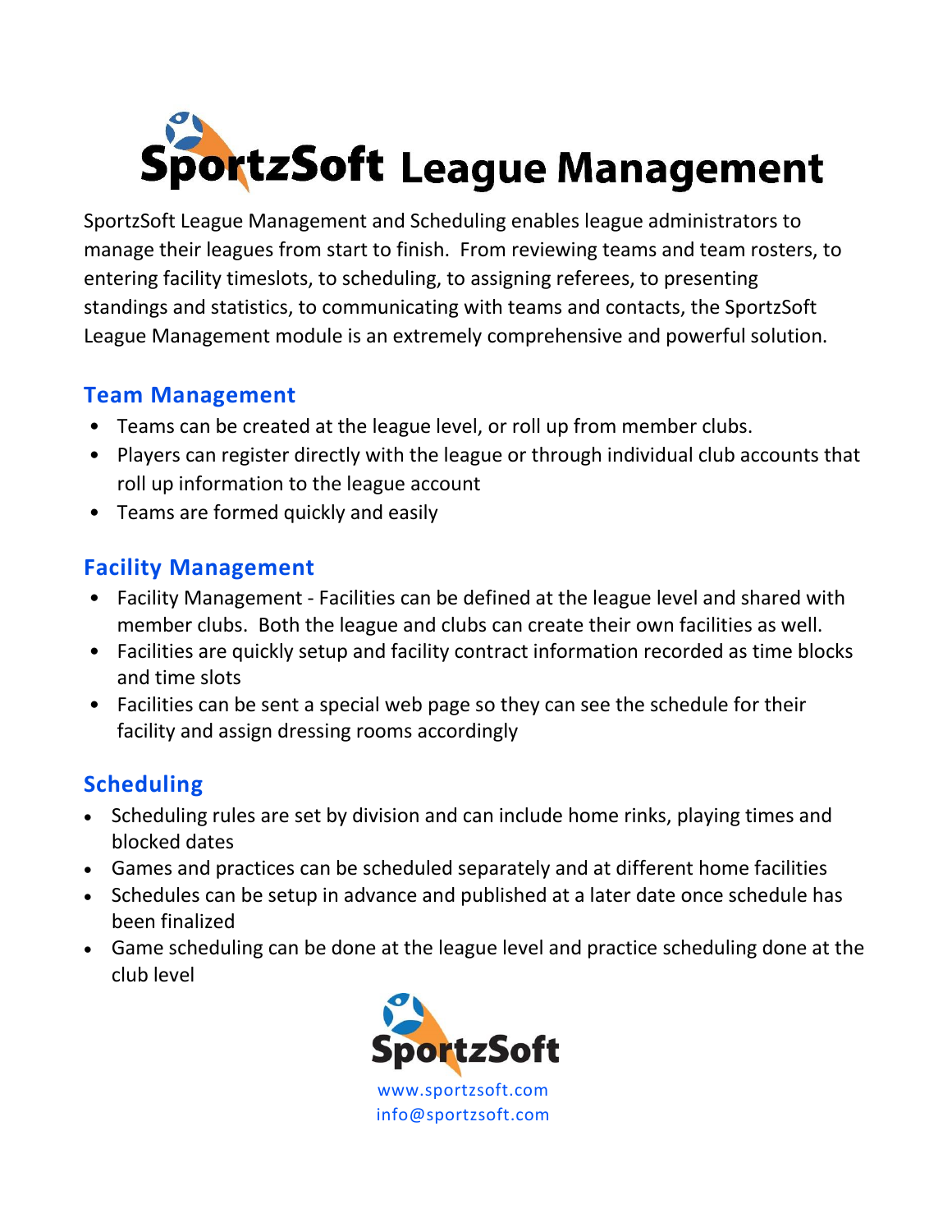# SportzSoft League Management

SportzSoft League Management and Scheduling enables league administrators to manage their leagues from start to finish. From reviewing teams and team rosters, to entering facility timeslots, to scheduling, to assigning referees, to presenting standings and statistics, to communicating with teams and contacts, the SportzSoft League Management module is an extremely comprehensive and powerful solution.

## Team Management

- Teams can be created at the league level, or roll up from member clubs.
- Players can register directly with the league or through individual club accounts that roll up information to the league account
- Teams are formed quickly and easily

## Facility Management

- Facility Management - Facilities can be defined at the league level and shared with member clubs. Both the league and clubs can create their own facilities as well.
- Facilities are quickly setup and facility contract information recorded as time blocks and time slots
- Facilities can be sent a special web page so they can see the schedule for their facility and assign dressing rooms accordingly

## Scheduling

- Scheduling rules are set by division and can include home rinks, playing times and blocked dates
- Games and practices can be scheduled separately and at different home facilities
- Schedules can be setup in advance and published at a later date once schedule has been finalized
- Game scheduling can be done at the league level and practice scheduling done at the club level

SportzSoft

www.sportzsoft.com

info@sportzsoft.com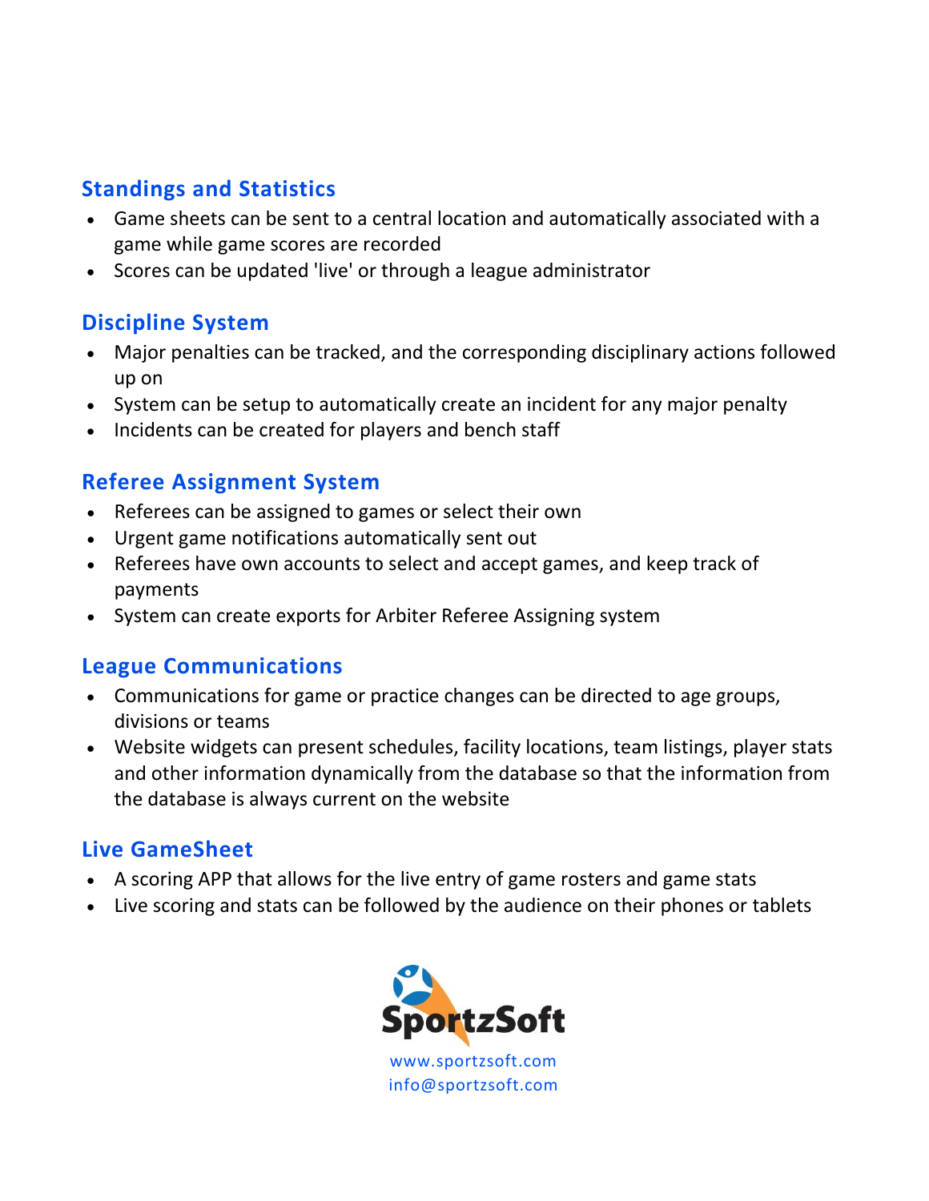## Standings and Statistics

- Game sheets can be sent to a central location and automatically associated with a game while game scores are recorded
- Scores can be updated 'live' or through a league administrator

## Discipline System

- Major penalties can be tracked, and the corresponding disciplinary actions followed up on
- System can be setup to automatically create an incident for any major penalty
- Incidents can be created for players and bench staff

## Referee Assignment System

- Referees can be assigned to games or select their own
- Urgent game notifications automatically sent out
- Referees have own accounts to select and accept games, and keep track of payments
- System can create exports for Arbiter Referee Assigning system

## League Communications

- Communications for game or practice changes can be directed to age groups, divisions or teams
- Website widgets can present schedules, facility locations, team listings, player stats and other information dynamically from the database so that the information from the database is always current on the website

## Live GameSheet

- A scoring APP that allows for the live entry of game rosters and game stats
- Live scoring and stats can be followed by the audience on their phones or tablets

SportzSoft

www.sportzsoft.com
info@sportzsoft.com